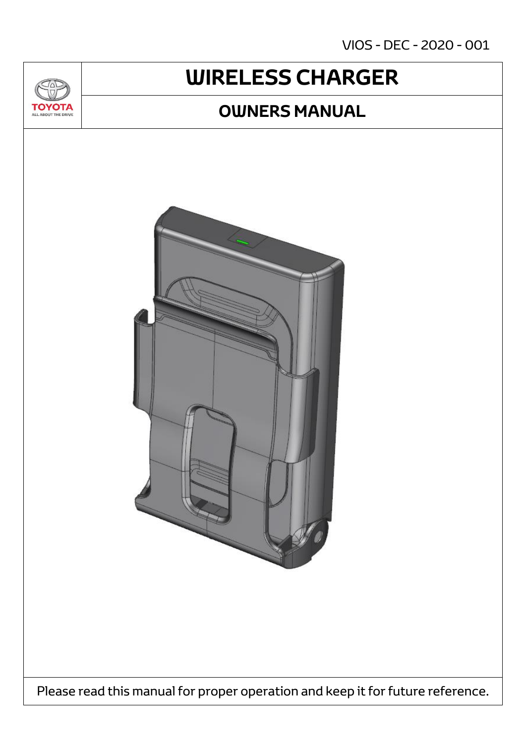VIOS - DEC - 2020 - 001

TOYOTA
ALL ABOUT THE DRIVE

# WIRELESS CHARGER

## OWNERS MANUAL

Please read this manual for proper operation and keep it for future reference.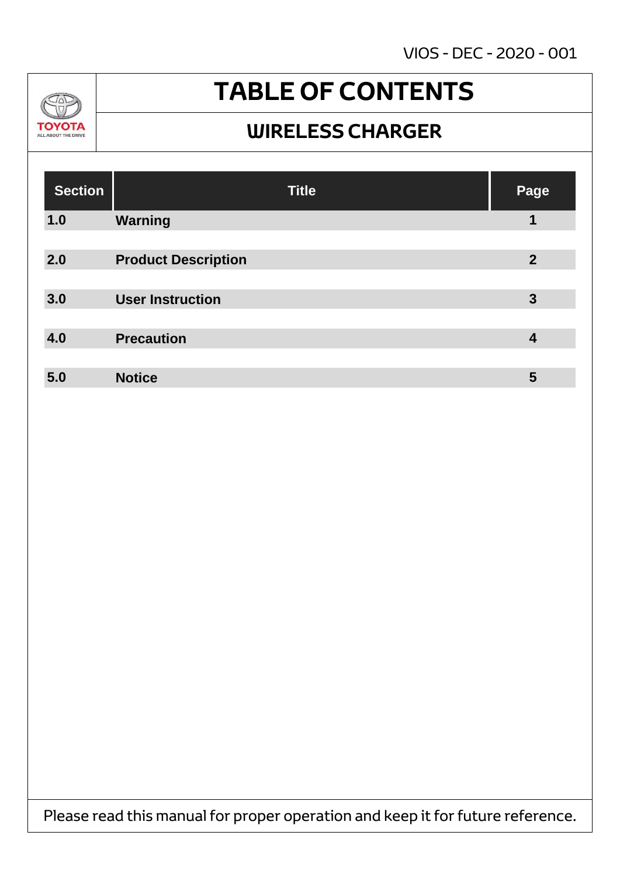VIOS - DEC - 2020 - 001

TOYOTA
ALL ABOUT THE DRIVE

# TABLE OF CONTENTS

## WIRELESS CHARGER

| Section | Title | Page |
| --- | --- | --- |
| **1.0** | **Warning** | **1** |
| **2.0** | **Product Description** | **2** |
| **3.0** | **User Instruction** | **3** |
| **4.0** | **Precaution** | **4** |
| **5.0** | **Notice** | **5** |

Please read this manual for proper operation and keep it for future reference.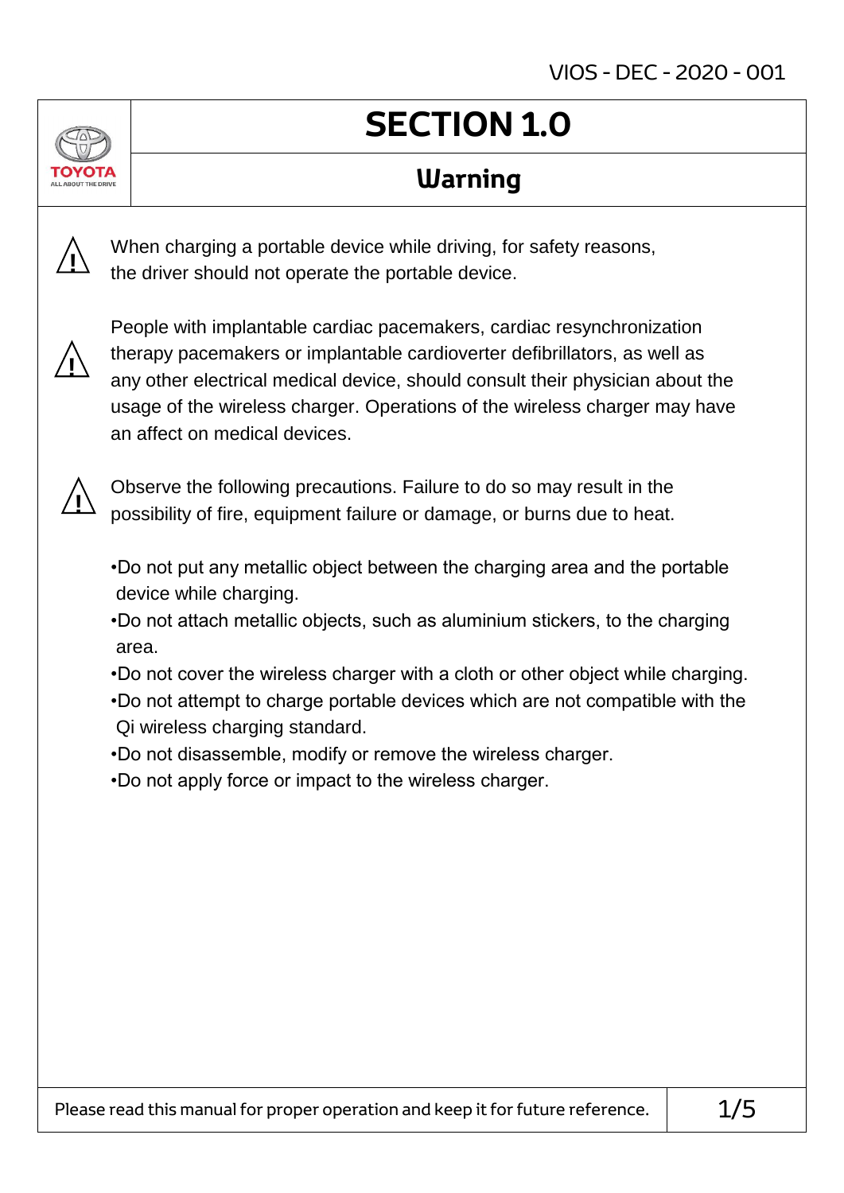# SECTION 1.0

## Warning

⚠ When charging a portable device while driving, for safety reasons, the driver should not operate the portable device.

⚠ People with implantable cardiac pacemakers, cardiac resynchronization therapy pacemakers or implantable cardioverter defibrillators, as well as any other electrical medical device, should consult their physician about the usage of the wireless charger. Operations of the wireless charger may have an affect on medical devices.

⚠ Observe the following precautions. Failure to do so may result in the possibility of fire, equipment failure or damage, or burns due to heat.

- Do not put any metallic object between the charging area and the portable device while charging.
- Do not attach metallic objects, such as aluminium stickers, to the charging area.
- Do not cover the wireless charger with a cloth or other object while charging.
- Do not attempt to charge portable devices which are not compatible with the Qi wireless charging standard.
- Do not disassemble, modify or remove the wireless charger.
- Do not apply force or impact to the wireless charger.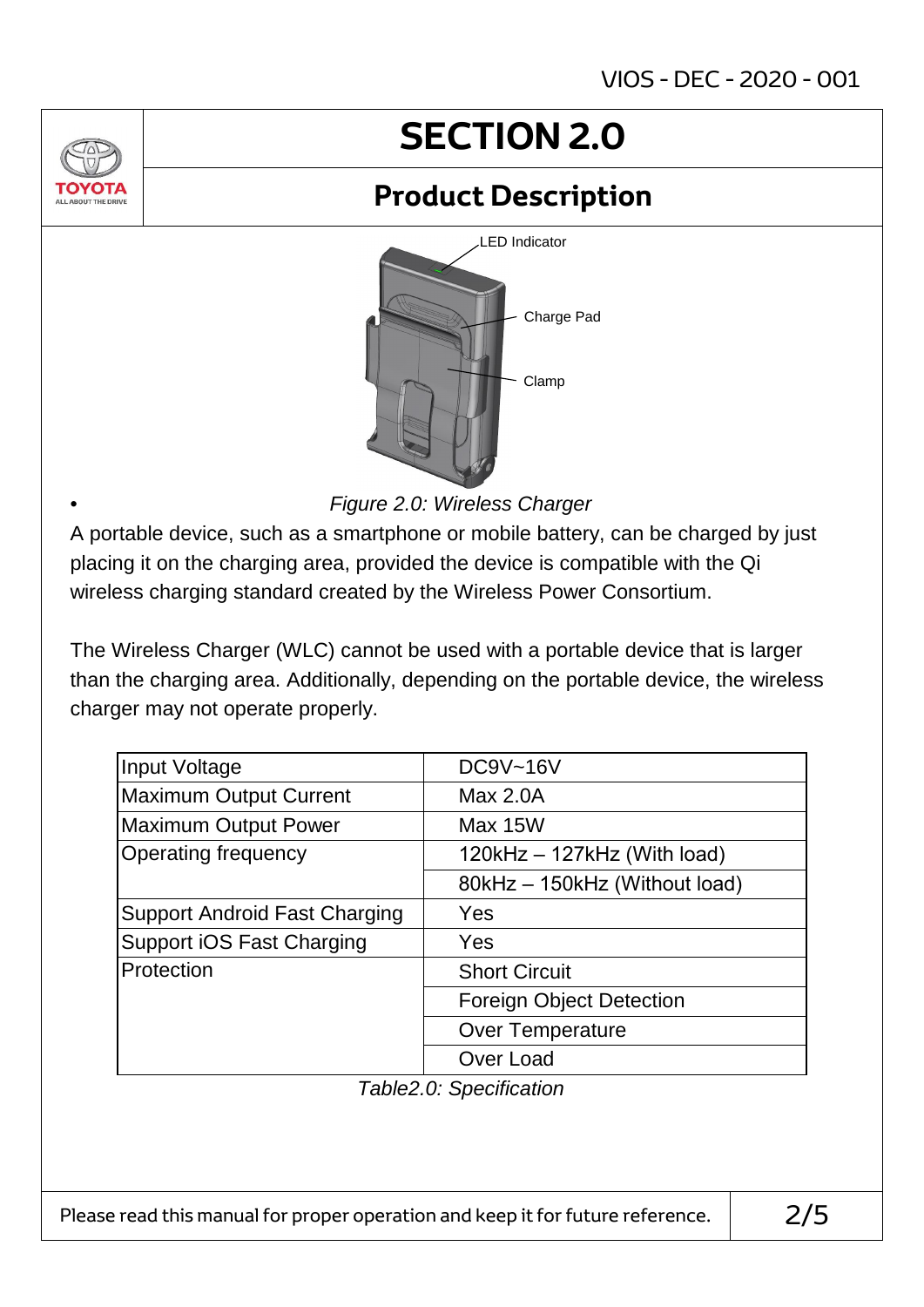# SECTION 2.0

## Product Description

LED Indicator

Charge Pad

Clamp

*Figure 2.0: Wireless Charger*

A portable device, such as a smartphone or mobile battery, can be charged by just placing it on the charging area, provided the device is compatible with the Qi wireless charging standard created by the Wireless Power Consortium.

The Wireless Charger (WLC) cannot be used with a portable device that is larger than the charging area. Additionally, depending on the portable device, the wireless charger may not operate properly.

| | |
|---|---|
| Input Voltage | DC9V~16V |
| Maximum Output Current | Max 2.0A |
| Maximum Output Power | Max 15W |
| Operating frequency | 120kHz – 127kHz (With load) |
| | 80kHz – 150kHz (Without load) |
| Support Android Fast Charging | Yes |
| Support iOS Fast Charging | Yes |
| Protection | Short Circuit |
| | Foreign Object Detection |
| | Over Temperature |
| | Over Load |

*Table2.0: Specification*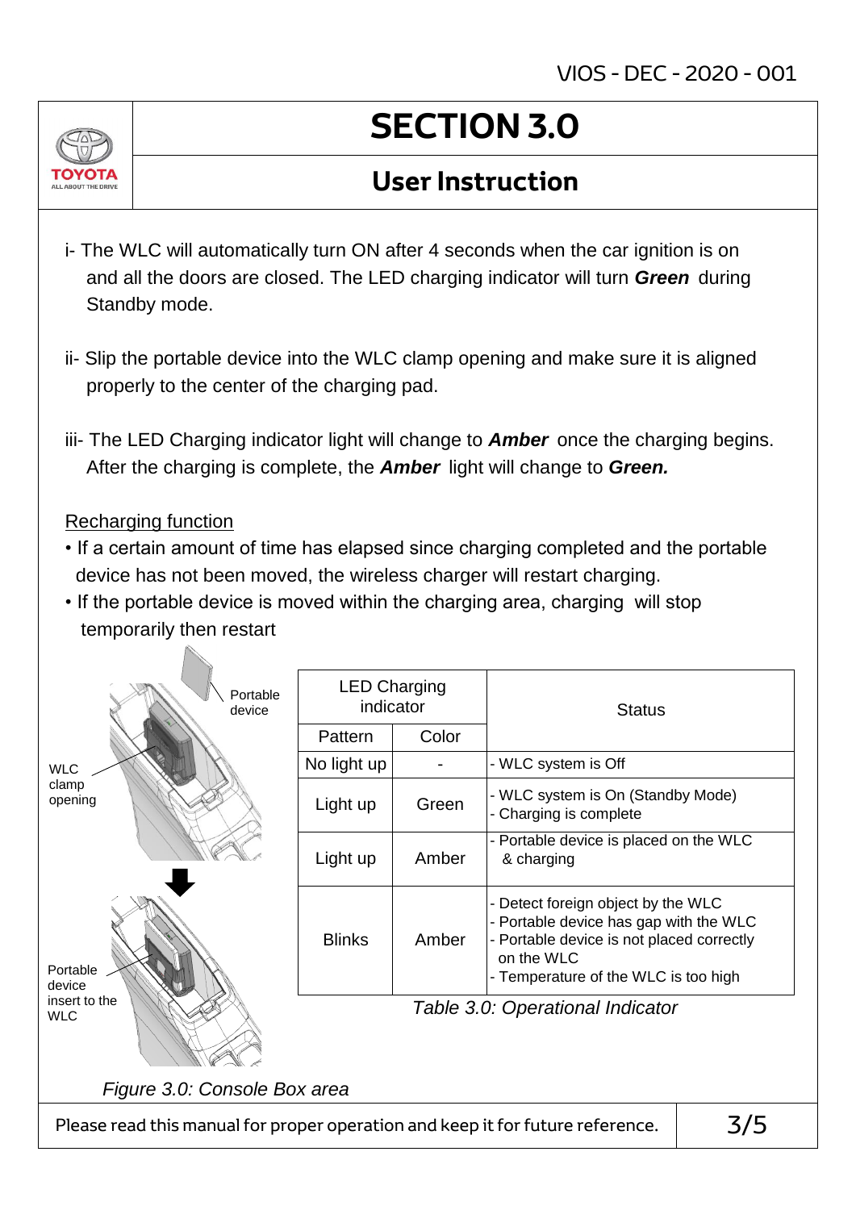# SECTION 3.0

## User Instruction

i- The WLC will automatically turn ON after 4 seconds when the car ignition is on and all the doors are closed. The LED charging indicator will turn ***Green*** during Standby mode.

ii- Slip the portable device into the WLC clamp opening and make sure it is aligned properly to the center of the charging pad.

iii- The LED Charging indicator light will change to ***Amber*** once the charging begins. After the charging is complete, the ***Amber*** light will change to ***Green.***

Recharging function

- If a certain amount of time has elapsed since charging completed and the portable device has not been moved, the wireless charger will restart charging.
- If the portable device is moved within the charging area, charging will stop temporarily then restart

Portable device

WLC clamp opening

Portable device insert to the WLC

*Figure 3.0: Console Box area*

| LED Charging indicator | | Status |
|---|---|---|
| Pattern | Color | |
| No light up | - | - WLC system is Off |
| Light up | Green | - WLC system is On (Standby Mode)<br>- Charging is complete |
| Light up | Amber | - Portable device is placed on the WLC & charging |
| Blinks | Amber | - Detect foreign object by the WLC<br>- Portable device has gap with the WLC<br>- Portable device is not placed correctly on the WLC<br>- Temperature of the WLC is too high |

*Table 3.0: Operational Indicator*

Please read this manual for proper operation and keep it for future reference.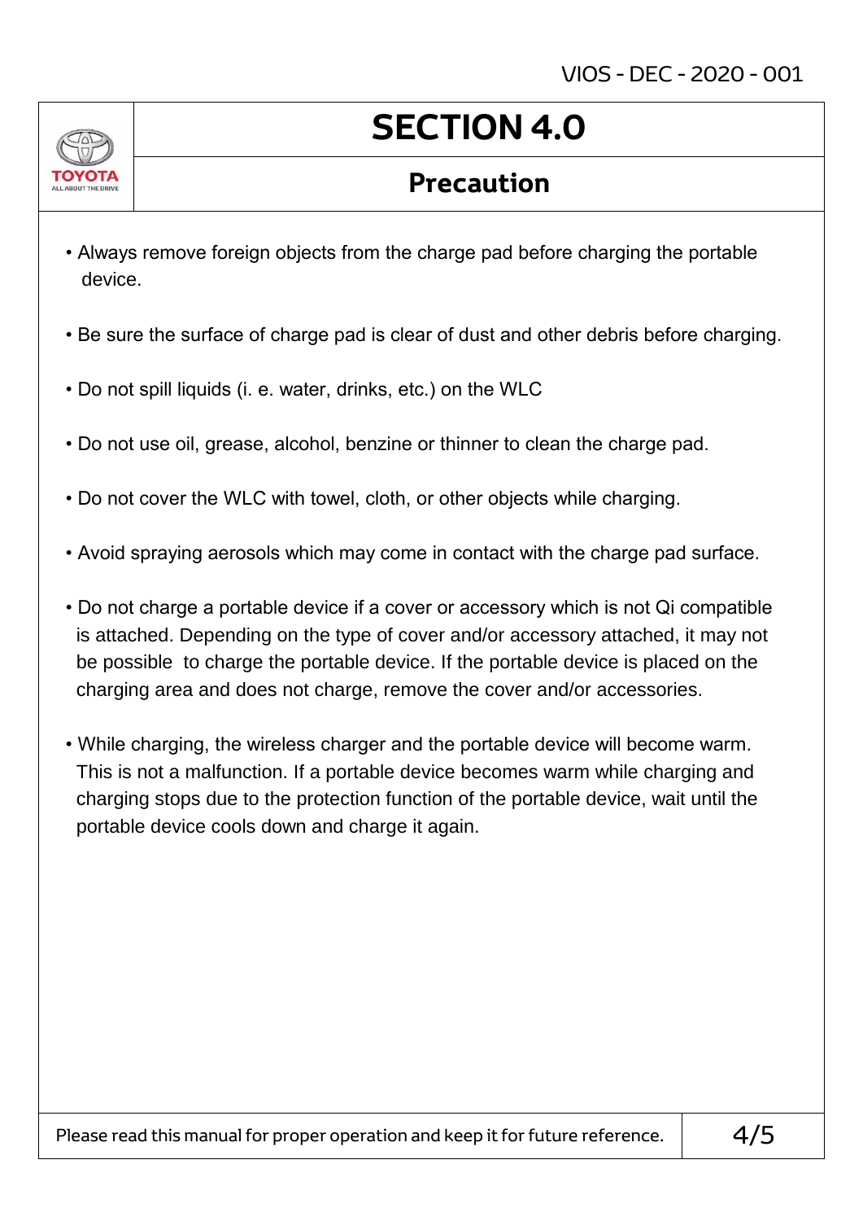# SECTION 4.0

## Precaution

- Always remove foreign objects from the charge pad before charging the portable device.
- Be sure the surface of charge pad is clear of dust and other debris before charging.
- Do not spill liquids (i. e. water, drinks, etc.) on the WLC
- Do not use oil, grease, alcohol, benzine or thinner to clean the charge pad.
- Do not cover the WLC with towel, cloth, or other objects while charging.
- Avoid spraying aerosols which may come in contact with the charge pad surface.
- Do not charge a portable device if a cover or accessory which is not Qi compatible is attached. Depending on the type of cover and/or accessory attached, it may not be possible to charge the portable device. If the portable device is placed on the charging area and does not charge, remove the cover and/or accessories.
- While charging, the wireless charger and the portable device will become warm. This is not a malfunction. If a portable device becomes warm while charging and charging stops due to the protection function of the portable device, wait until the portable device cools down and charge it again.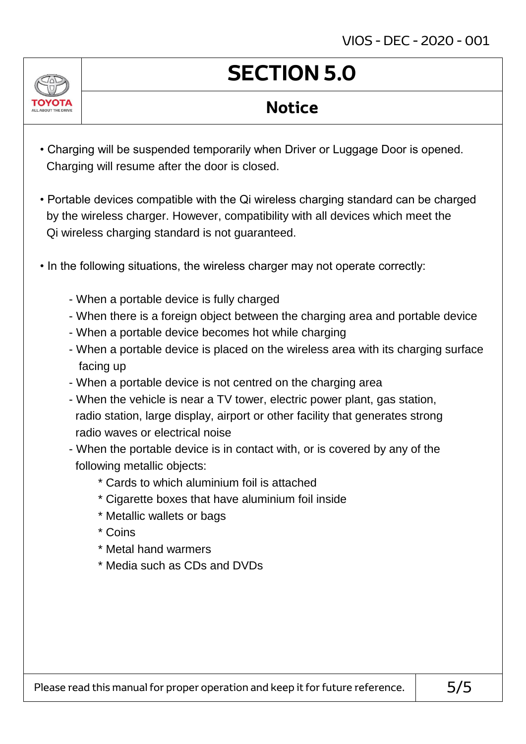# SECTION 5.0

## Notice

- Charging will be suspended temporarily when Driver or Luggage Door is opened. Charging will resume after the door is closed.

- Portable devices compatible with the Qi wireless charging standard can be charged by the wireless charger. However, compatibility with all devices which meet the Qi wireless charging standard is not guaranteed.

- In the following situations, the wireless charger may not operate correctly:
  - When a portable device is fully charged
  - When there is a foreign object between the charging area and portable device
  - When a portable device becomes hot while charging
  - When a portable device is placed on the wireless area with its charging surface facing up
  - When a portable device is not centred on the charging area
  - When the vehicle is near a TV tower, electric power plant, gas station, radio station, large display, airport or other facility that generates strong radio waves or electrical noise
  - When the portable device is in contact with, or is covered by any of the following metallic objects:
    - Cards to which aluminium foil is attached
    - Cigarette boxes that have aluminium foil inside
    - Metallic wallets or bags
    - Coins
    - Metal hand warmers
    - Media such as CDs and DVDs